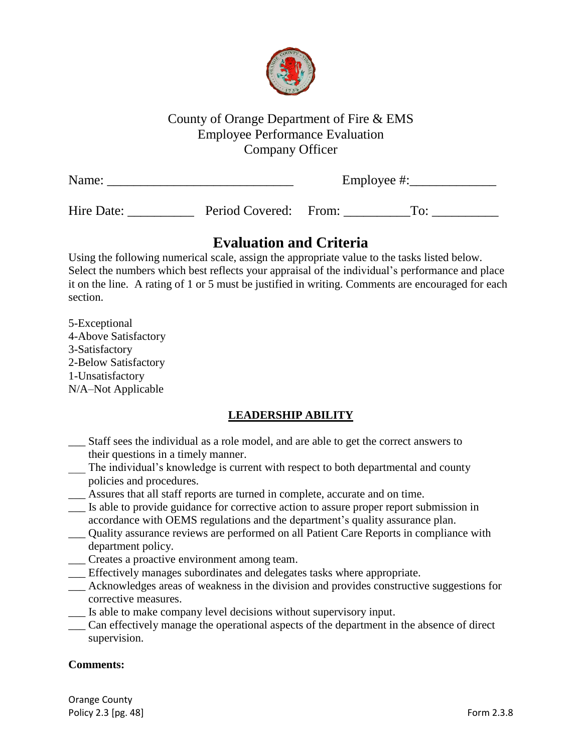County of Orange Department of Fire & EMS
Employee Performance Evaluation
Company Officer

Name: ____________________________ Employee #:_____________

Hire Date: __________ Period Covered: From: __________To: __________

# Evaluation and Criteria

Using the following numerical scale, assign the appropriate value to the tasks listed below. Select the numbers which best reflects your appraisal of the individual's performance and place it on the line. A rating of 1 or 5 must be justified in writing. Comments are encouraged for each section.

5-Exceptional
4-Above Satisfactory
3-Satisfactory
2-Below Satisfactory
1-Unsatisfactory
N/A–Not Applicable

## LEADERSHIP ABILITY

___ Staff sees the individual as a role model, and are able to get the correct answers to their questions in a timely manner.
___ The individual's knowledge is current with respect to both departmental and county policies and procedures.
___ Assures that all staff reports are turned in complete, accurate and on time.
___ Is able to provide guidance for corrective action to assure proper report submission in accordance with OEMS regulations and the department's quality assurance plan.
___ Quality assurance reviews are performed on all Patient Care Reports in compliance with department policy.
___ Creates a proactive environment among team.
___ Effectively manages subordinates and delegates tasks where appropriate.
___ Acknowledges areas of weakness in the division and provides constructive suggestions for corrective measures.
___ Is able to make company level decisions without supervisory input.
___ Can effectively manage the operational aspects of the department in the absence of direct supervision.

**Comments:**

Orange County
Policy 2.3 [pg. 48]

Form 2.3.8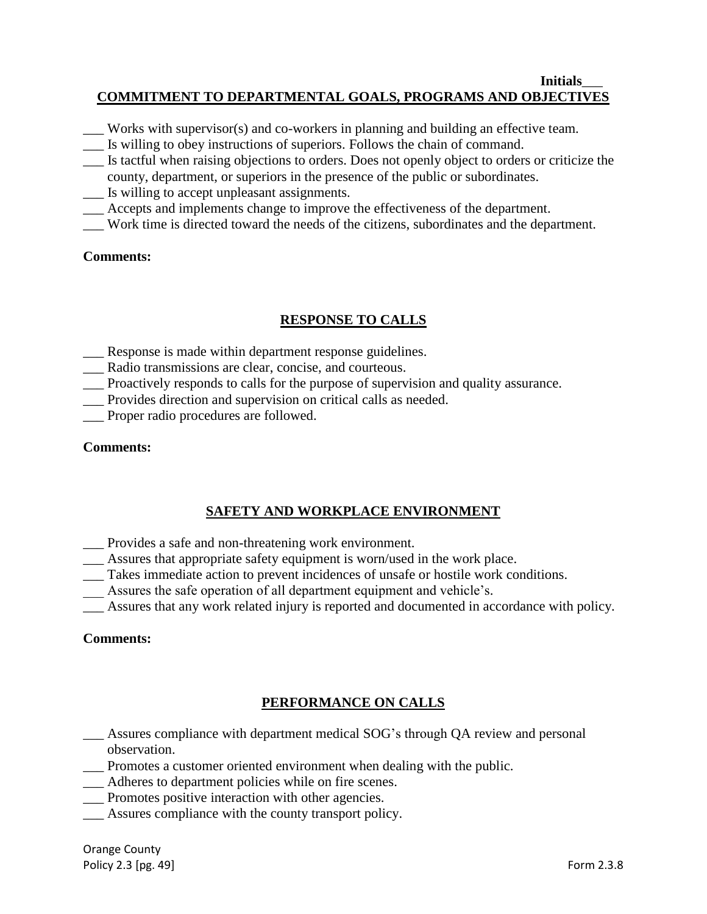**Initials___**

## COMMITMENT TO DEPARTMENTAL GOALS, PROGRAMS AND OBJECTIVES

___ Works with supervisor(s) and co-workers in planning and building an effective team.
___ Is willing to obey instructions of superiors. Follows the chain of command.
___ Is tactful when raising objections to orders. Does not openly object to orders or criticize the county, department, or superiors in the presence of the public or subordinates.
___ Is willing to accept unpleasant assignments.
___ Accepts and implements change to improve the effectiveness of the department.
___ Work time is directed toward the needs of the citizens, subordinates and the department.

**Comments:**

## RESPONSE TO CALLS

___ Response is made within department response guidelines.
___ Radio transmissions are clear, concise, and courteous.
___ Proactively responds to calls for the purpose of supervision and quality assurance.
___ Provides direction and supervision on critical calls as needed.
___ Proper radio procedures are followed.

**Comments:**

## SAFETY AND WORKPLACE ENVIRONMENT

___ Provides a safe and non-threatening work environment.
___ Assures that appropriate safety equipment is worn/used in the work place.
___ Takes immediate action to prevent incidences of unsafe or hostile work conditions.
___ Assures the safe operation of all department equipment and vehicle's.
___ Assures that any work related injury is reported and documented in accordance with policy.

**Comments:**

## PERFORMANCE ON CALLS

___ Assures compliance with department medical SOG's through QA review and personal observation.
___ Promotes a customer oriented environment when dealing with the public.
___ Adheres to department policies while on fire scenes.
___ Promotes positive interaction with other agencies.
___ Assures compliance with the county transport policy.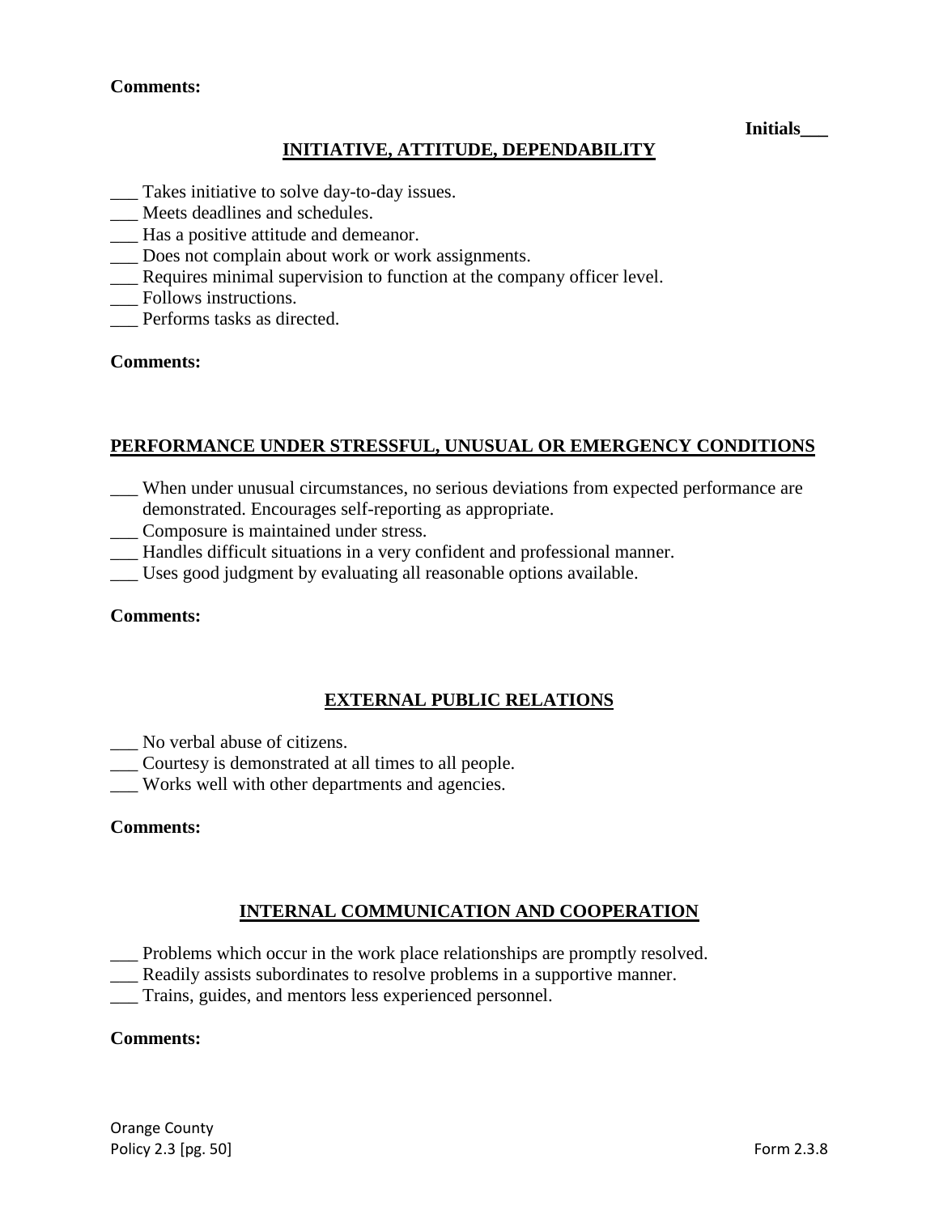**Comments:**

**Initials___**

## INITIATIVE, ATTITUDE, DEPENDABILITY

___ Takes initiative to solve day-to-day issues.
___ Meets deadlines and schedules.
___ Has a positive attitude and demeanor.
___ Does not complain about work or work assignments.
___ Requires minimal supervision to function at the company officer level.
___ Follows instructions.
___ Performs tasks as directed.

**Comments:**

## PERFORMANCE UNDER STRESSFUL, UNUSUAL OR EMERGENCY CONDITIONS

___ When under unusual circumstances, no serious deviations from expected performance are demonstrated. Encourages self-reporting as appropriate.
___ Composure is maintained under stress.
___ Handles difficult situations in a very confident and professional manner.
___ Uses good judgment by evaluating all reasonable options available.

**Comments:**

## EXTERNAL PUBLIC RELATIONS

___ No verbal abuse of citizens.
___ Courtesy is demonstrated at all times to all people.
___ Works well with other departments and agencies.

**Comments:**

## INTERNAL COMMUNICATION AND COOPERATION

___ Problems which occur in the work place relationships are promptly resolved.
___ Readily assists subordinates to resolve problems in a supportive manner.
___ Trains, guides, and mentors less experienced personnel.

**Comments:**

Orange County
Policy 2.3 [pg. 50] Form 2.3.8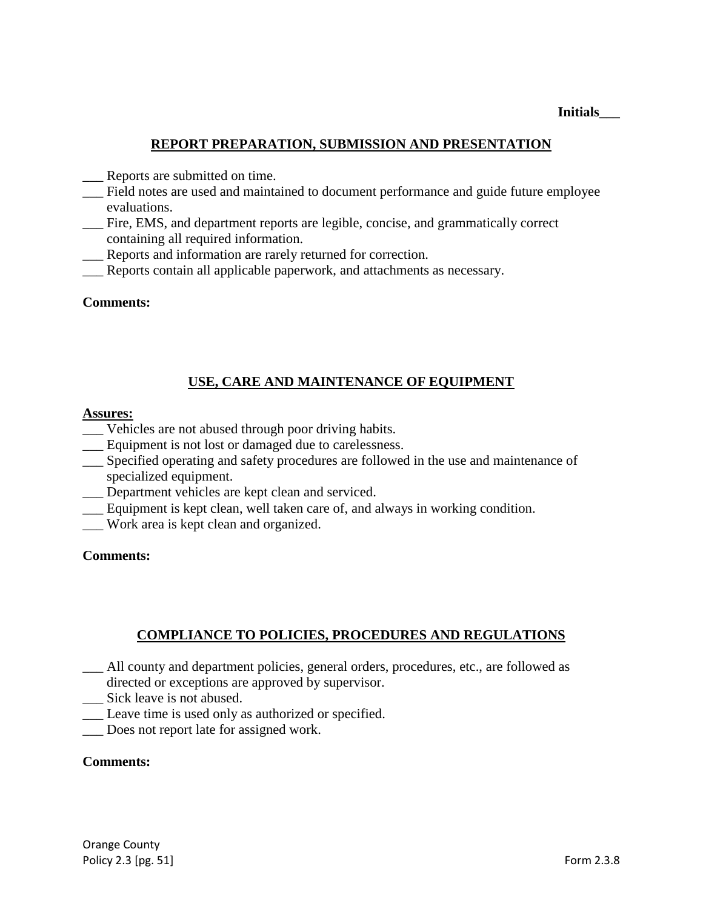**Initials___**

## REPORT PREPARATION, SUBMISSION AND PRESENTATION

___ Reports are submitted on time.
___ Field notes are used and maintained to document performance and guide future employee evaluations.
___ Fire, EMS, and department reports are legible, concise, and grammatically correct containing all required information.
___ Reports and information are rarely returned for correction.
___ Reports contain all applicable paperwork, and attachments as necessary.

**Comments:**

## USE, CARE AND MAINTENANCE OF EQUIPMENT

**Assures:**
___ Vehicles are not abused through poor driving habits.
___ Equipment is not lost or damaged due to carelessness.
___ Specified operating and safety procedures are followed in the use and maintenance of specialized equipment.
___ Department vehicles are kept clean and serviced.
___ Equipment is kept clean, well taken care of, and always in working condition.
___ Work area is kept clean and organized.

**Comments:**

## COMPLIANCE TO POLICIES, PROCEDURES AND REGULATIONS

___ All county and department policies, general orders, procedures, etc., are followed as directed or exceptions are approved by supervisor.
___ Sick leave is not abused.
___ Leave time is used only as authorized or specified.
___ Does not report late for assigned work.

**Comments:**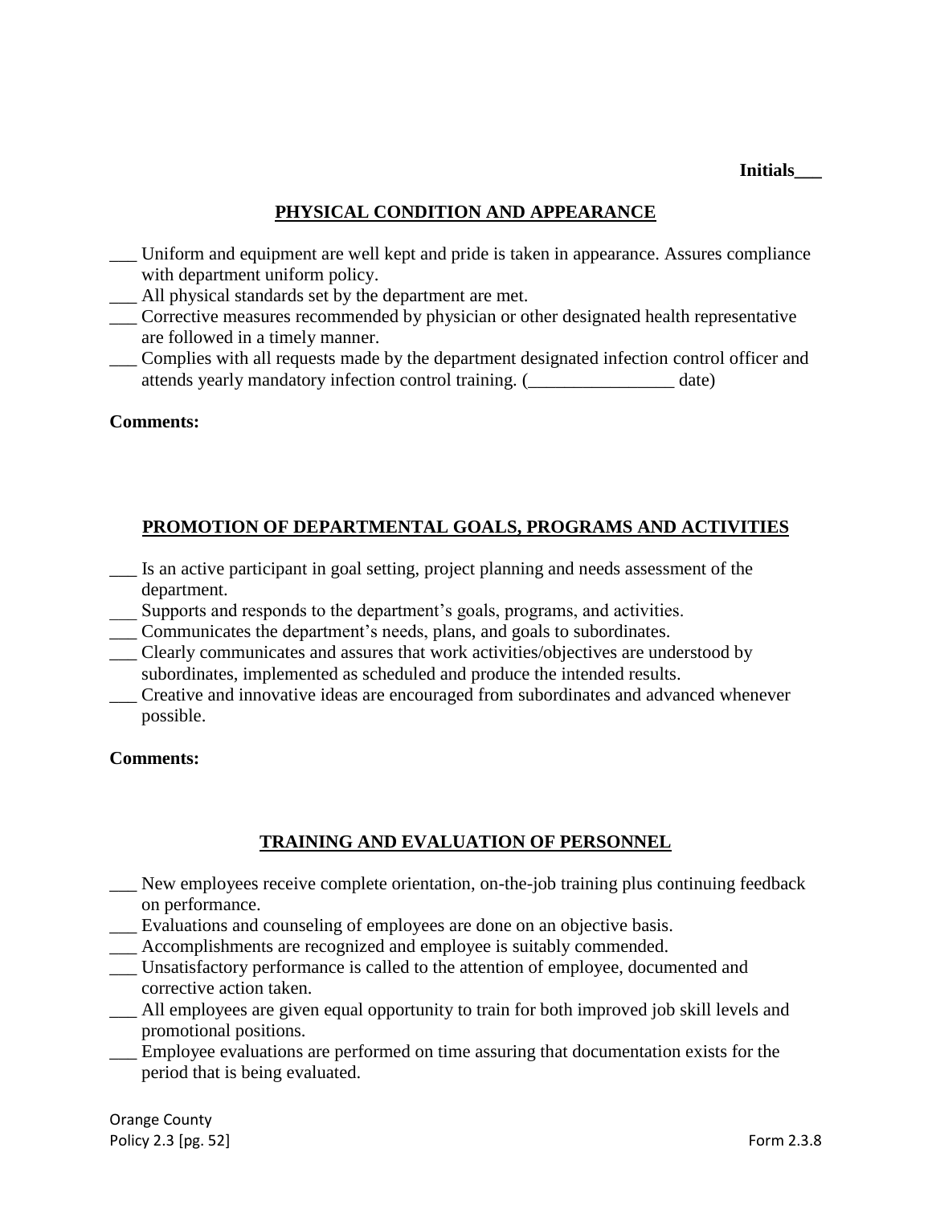**Initials___**

## PHYSICAL CONDITION AND APPEARANCE

___ Uniform and equipment are well kept and pride is taken in appearance. Assures compliance with department uniform policy.
___ All physical standards set by the department are met.
___ Corrective measures recommended by physician or other designated health representative are followed in a timely manner.
___ Complies with all requests made by the department designated infection control officer and attends yearly mandatory infection control training. (________________ date)

**Comments:**

## PROMOTION OF DEPARTMENTAL GOALS, PROGRAMS AND ACTIVITIES

___ Is an active participant in goal setting, project planning and needs assessment of the department.
___ Supports and responds to the department's goals, programs, and activities.
___ Communicates the department's needs, plans, and goals to subordinates.
___ Clearly communicates and assures that work activities/objectives are understood by subordinates, implemented as scheduled and produce the intended results.
___ Creative and innovative ideas are encouraged from subordinates and advanced whenever possible.

**Comments:**

## TRAINING AND EVALUATION OF PERSONNEL

___ New employees receive complete orientation, on-the-job training plus continuing feedback on performance.
___ Evaluations and counseling of employees are done on an objective basis.
___ Accomplishments are recognized and employee is suitably commended.
___ Unsatisfactory performance is called to the attention of employee, documented and corrective action taken.
___ All employees are given equal opportunity to train for both improved job skill levels and promotional positions.
___ Employee evaluations are performed on time assuring that documentation exists for the period that is being evaluated.

Orange County
Policy 2.3 [pg. 52] Form 2.3.8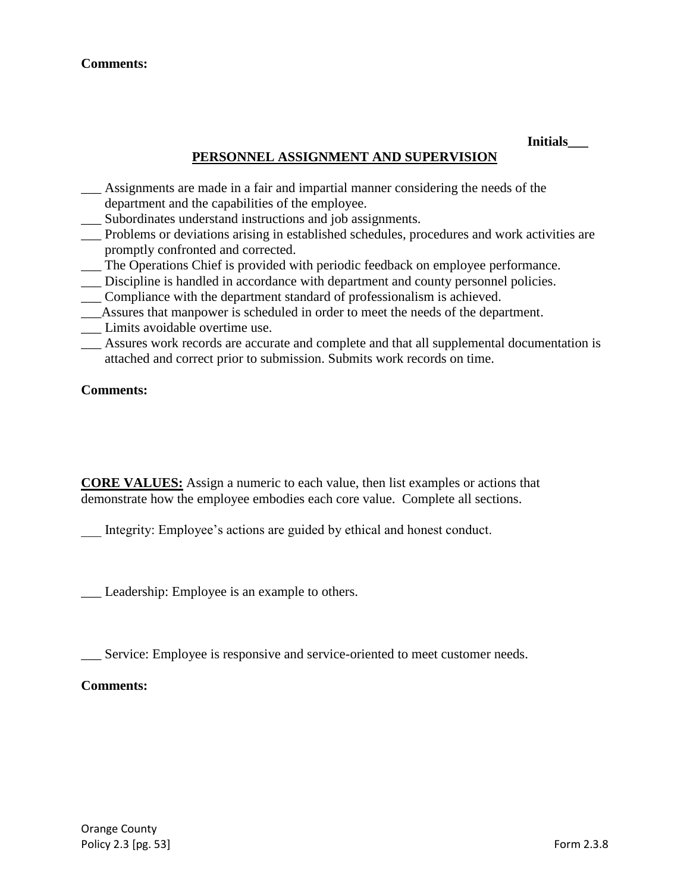**Comments:**

**Initials___**

## PERSONNEL ASSIGNMENT AND SUPERVISION

___ Assignments are made in a fair and impartial manner considering the needs of the department and the capabilities of the employee.
___ Subordinates understand instructions and job assignments.
___ Problems or deviations arising in established schedules, procedures and work activities are promptly confronted and corrected.
___ The Operations Chief is provided with periodic feedback on employee performance.
___ Discipline is handled in accordance with department and county personnel policies.
___ Compliance with the department standard of professionalism is achieved.
___Assures that manpower is scheduled in order to meet the needs of the department.
___ Limits avoidable overtime use.
___ Assures work records are accurate and complete and that all supplemental documentation is attached and correct prior to submission. Submits work records on time.

**Comments:**

**CORE VALUES:** Assign a numeric to each value, then list examples or actions that demonstrate how the employee embodies each core value. Complete all sections.

___ Integrity: Employee's actions are guided by ethical and honest conduct.

___ Leadership: Employee is an example to others.

___ Service: Employee is responsive and service-oriented to meet customer needs.

**Comments:**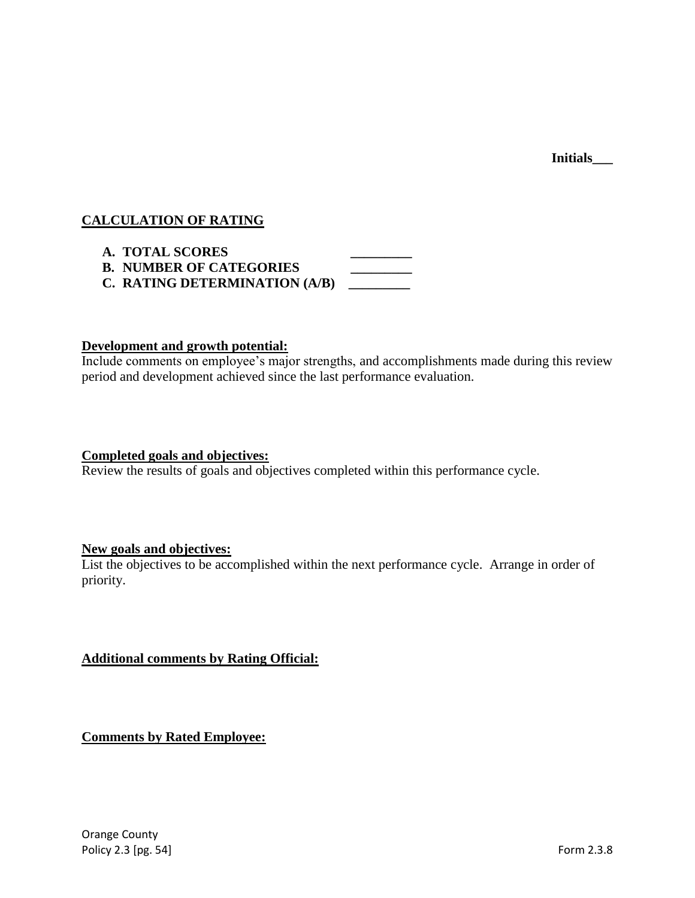**Initials___**

## CALCULATION OF RATING

**A. TOTAL SCORES** _________
**B. NUMBER OF CATEGORIES** _________
**C. RATING DETERMINATION (A/B)** _________

**Development and growth potential:**
Include comments on employee's major strengths, and accomplishments made during this review period and development achieved since the last performance evaluation.

**Completed goals and objectives:**
Review the results of goals and objectives completed within this performance cycle.

**New goals and objectives:**
List the objectives to be accomplished within the next performance cycle. Arrange in order of priority.

**Additional comments by Rating Official:**

**Comments by Rated Employee:**

Orange County
Policy 2.3 [pg. 54] Form 2.3.8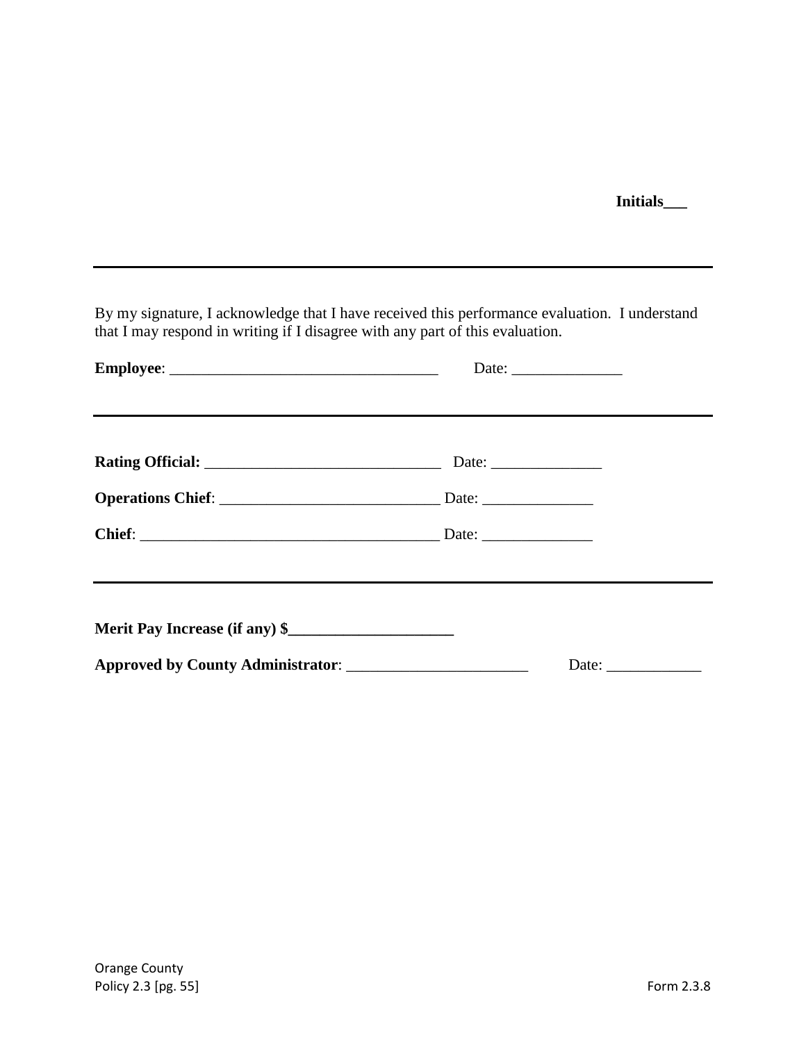**Initials___**

---

By my signature, I acknowledge that I have received this performance evaluation. I understand that I may respond in writing if I disagree with any part of this evaluation.

**Employee**: __________________________________ Date: ______________

---

**Rating Official:** ______________________________ Date: ______________

**Operations Chief**: ____________________________ Date: ______________

**Chief**: ______________________________________ Date: ______________

---

**Merit Pay Increase (if any) $_____________________**

**Approved by County Administrator**: _______________________ Date: ____________

Orange County
Policy 2.3 [pg. 55]

Form 2.3.8